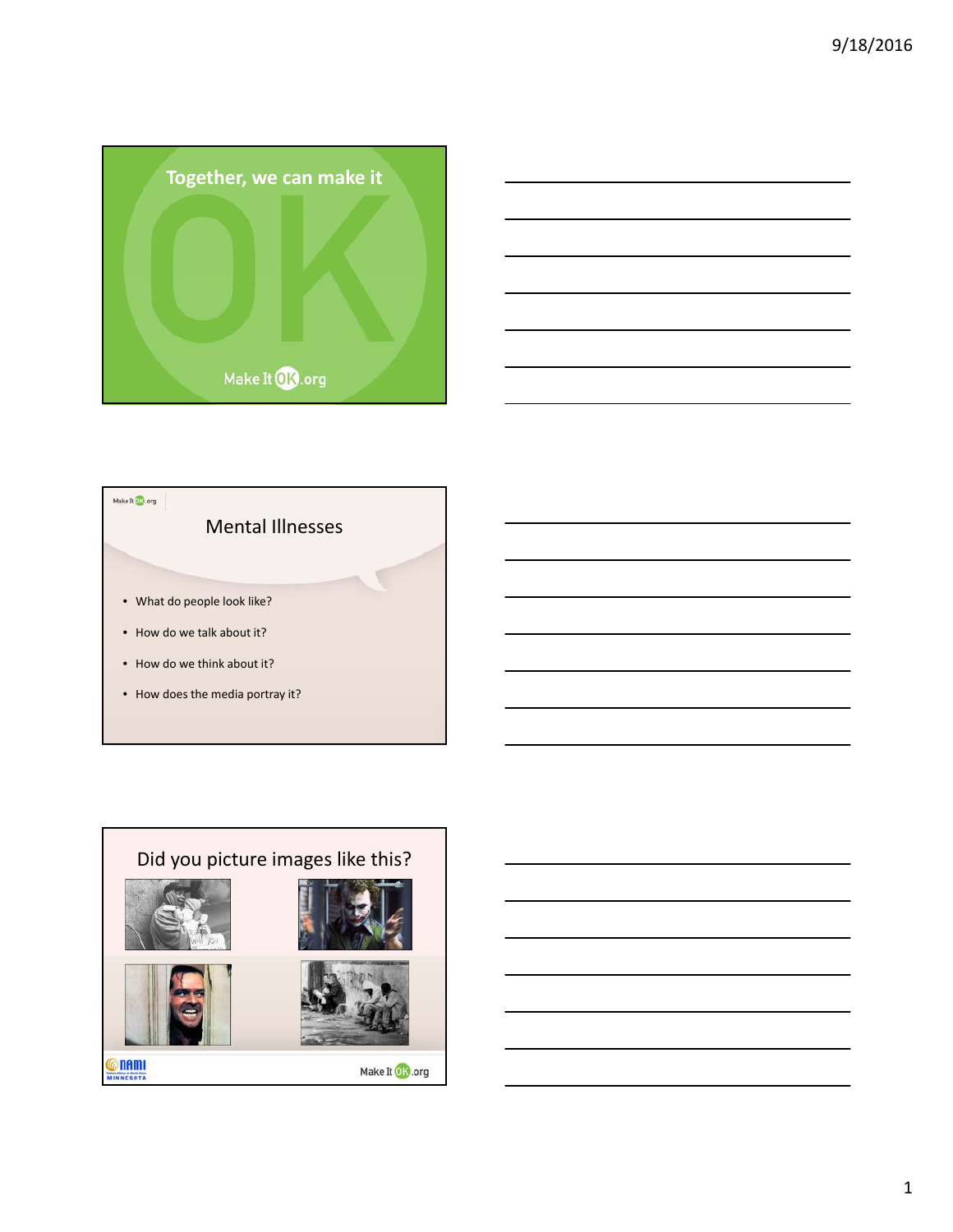Together, we can make it

Make It OK.org

## Mental Illnesses

- What do people look like?
- How do we talk about it?
- How do we think about it?
- How does the media portray it?

## Did you picture images like this?

NAMI MINNESOTA

Make It OK.org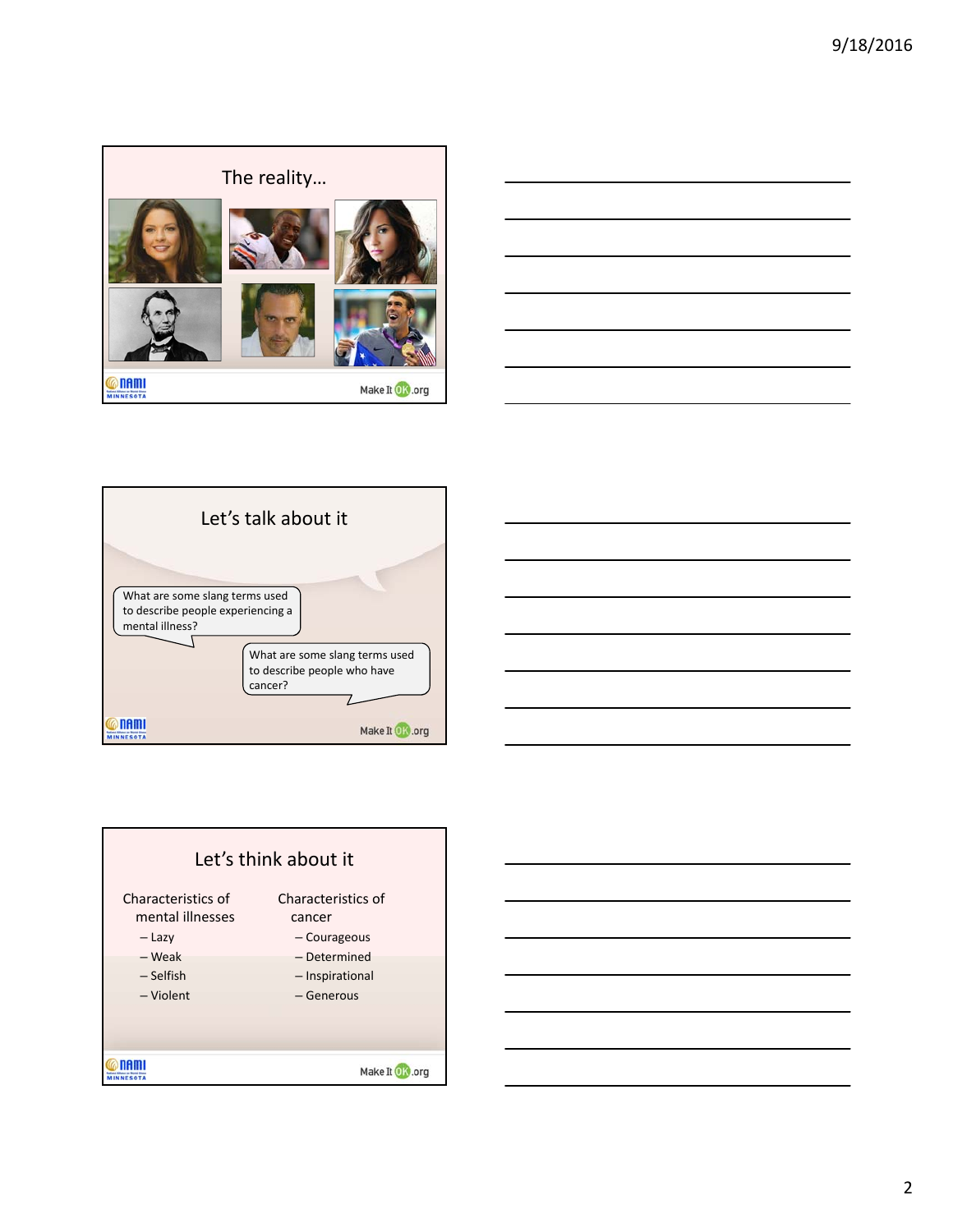## The reality…

## Let's talk about it

What are some slang terms used to describe people experiencing a mental illness?

What are some slang terms used to describe people who have cancer?

## Let's think about it

Characteristics of mental illnesses

- Lazy
- Weak
- Selfish
- Violent

Characteristics of cancer

- Courageous
- Determined
- Inspirational
- Generous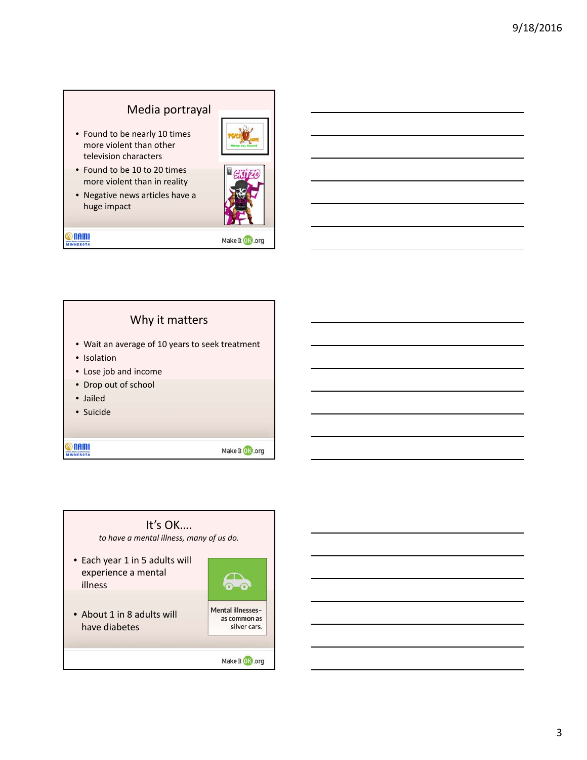## Media portrayal

- Found to be nearly 10 times more violent than other television characters
- Found to be 10 to 20 times more violent than in reality
- Negative news articles have a huge impact

## Why it matters

- Wait an average of 10 years to seek treatment
- Isolation
- Lose job and income
- Drop out of school
- Jailed
- Suicide

## It's OK….

*to have a mental illness, many of us do.*

- Each year 1 in 5 adults will experience a mental illness
- About 1 in 8 adults will have diabetes

Mental illnesses– as common as silver cars.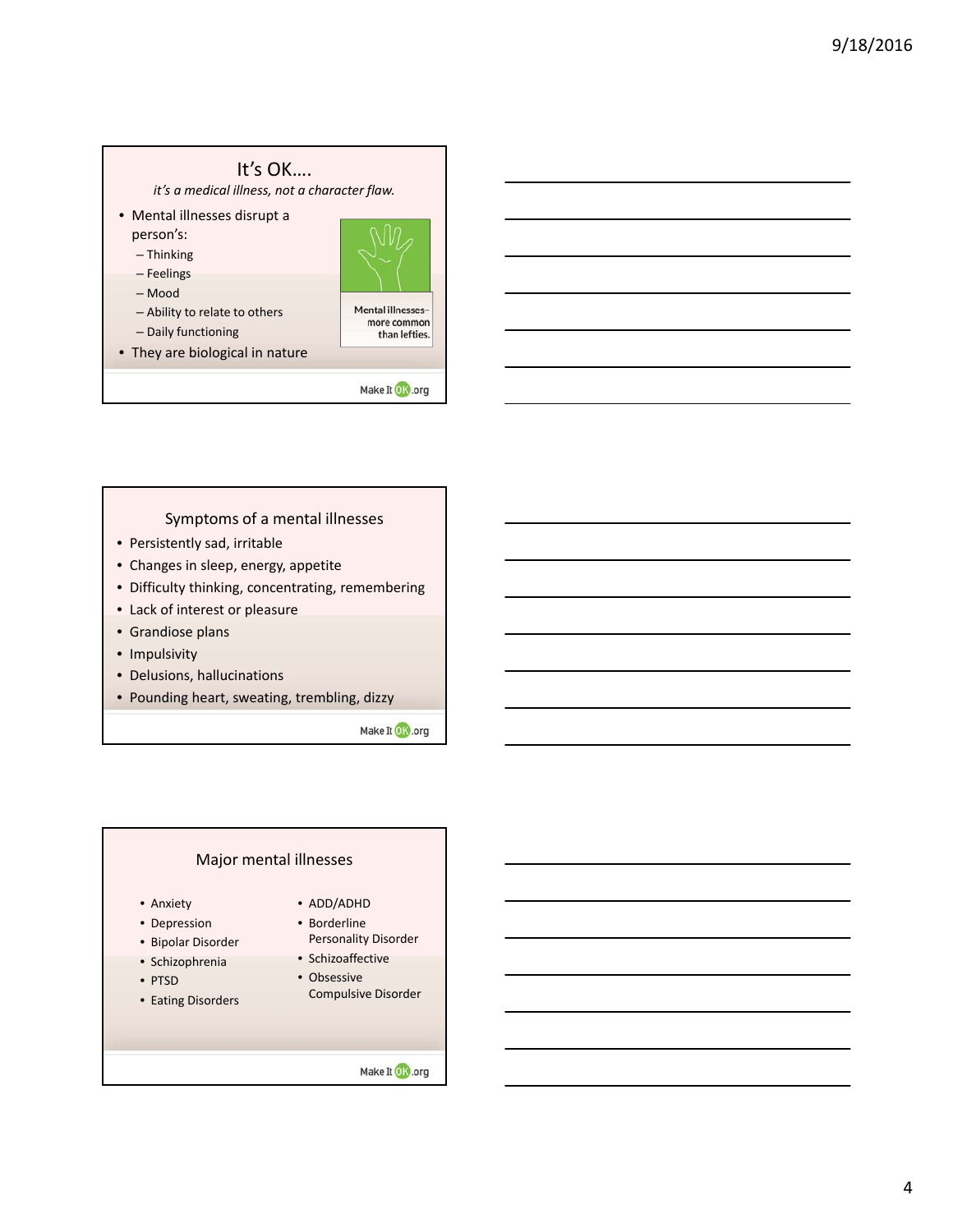## It's OK....

*it's a medical illness, not a character flaw.*

- Mental illnesses disrupt a person's:
  - Thinking
  - Feelings
  - Mood
  - Ability to relate to others
  - Daily functioning
- They are biological in nature

Mental illnesses– more common than lefties.

Make It OK.org

## Symptoms of a mental illnesses

- Persistently sad, irritable
- Changes in sleep, energy, appetite
- Difficulty thinking, concentrating, remembering
- Lack of interest or pleasure
- Grandiose plans
- Impulsivity
- Delusions, hallucinations
- Pounding heart, sweating, trembling, dizzy

Make It OK.org

## Major mental illnesses

- Anxiety
- Depression
- Bipolar Disorder
- Schizophrenia
- PTSD
- Eating Disorders
- ADD/ADHD
- Borderline Personality Disorder
- Schizoaffective
- Obsessive Compulsive Disorder

Make It OK.org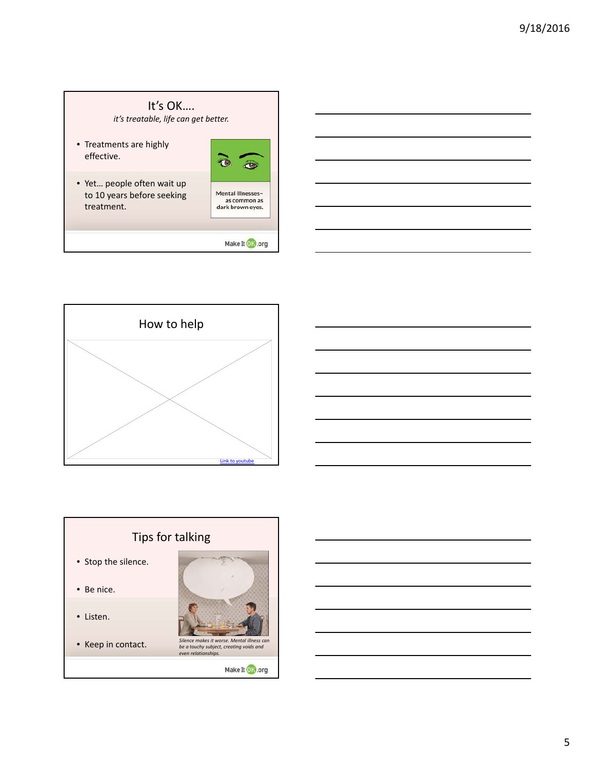## It's OK….

*it's treatable, life can get better.*

- Treatments are highly effective.
- Yet… people often wait up to 10 years before seeking treatment.

Mental illnesses– as common as dark brown eyes.

Make It OK.org

## How to help

Link to youtube

## Tips for talking

- Stop the silence.
- Be nice.
- Listen.
- Keep in contact.

*Silence makes it worse. Mental illness can be a touchy subject, creating voids and even relationships.*

Make It OK.org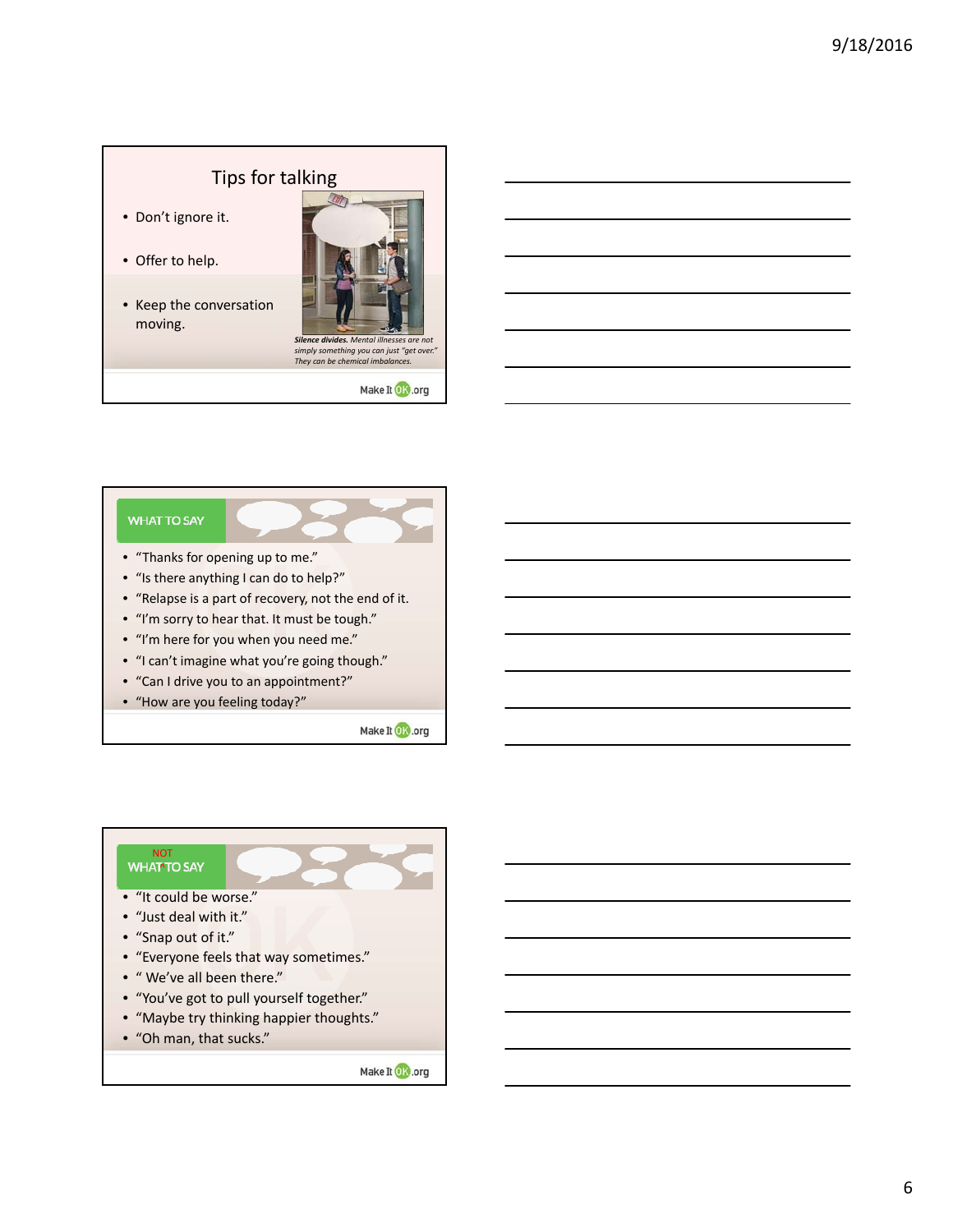## Tips for talking

- Don't ignore it.
- Offer to help.
- Keep the conversation moving.

***Silence divides.*** *Mental illnesses are not simply something you can just "get over." They can be chemical imbalances.*

Make It OK.org

## WHAT TO SAY

- "Thanks for opening up to me."
- "Is there anything I can do to help?"
- "Relapse is a part of recovery, not the end of it.
- "I'm sorry to hear that. It must be tough."
- "I'm here for you when you need me."
- "I can't imagine what you're going though."
- "Can I drive you to an appointment?"
- "How are you feeling today?"

Make It OK.org

## WHAT NOT TO SAY

- "It could be worse."
- "Just deal with it."
- "Snap out of it."
- "Everyone feels that way sometimes."
- " We've all been there."
- "You've got to pull yourself together."
- "Maybe try thinking happier thoughts."
- "Oh man, that sucks."

Make It OK.org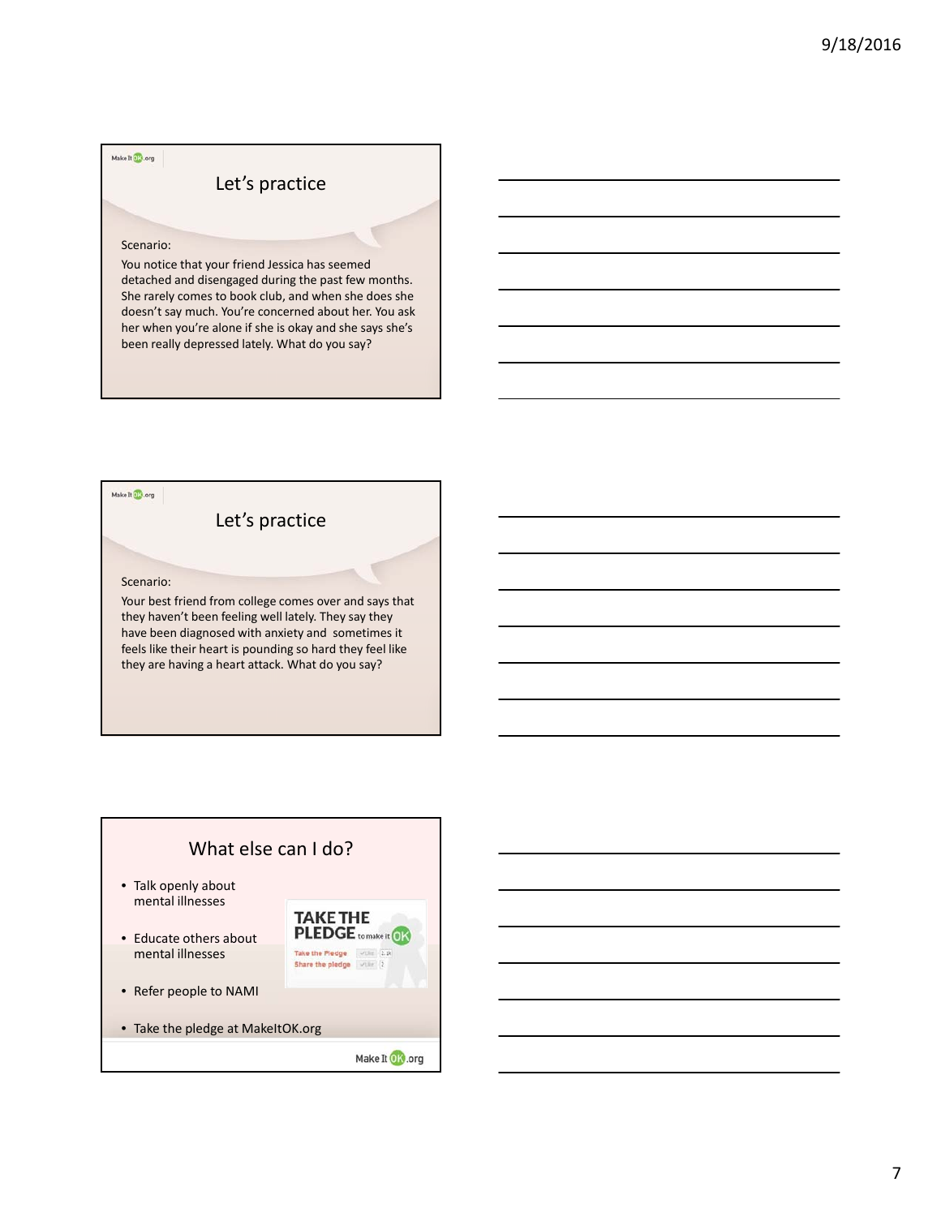## Let's practice

Scenario:

You notice that your friend Jessica has seemed detached and disengaged during the past few months. She rarely comes to book club, and when she does she doesn't say much. You're concerned about her. You ask her when you're alone if she is okay and she says she's been really depressed lately. What do you say?

## Let's practice

Scenario:

Your best friend from college comes over and says that they haven't been feeling well lately. They say they have been diagnosed with anxiety and sometimes it feels like their heart is pounding so hard they feel like they are having a heart attack. What do you say?

## What else can I do?

- Talk openly about mental illnesses
- Educate others about mental illnesses
- Refer people to NAMI
- Take the pledge at MakeItOK.org

TAKE THE PLEDGE to make it OK

Take the Pledge

Share the pledge

Make It OK.org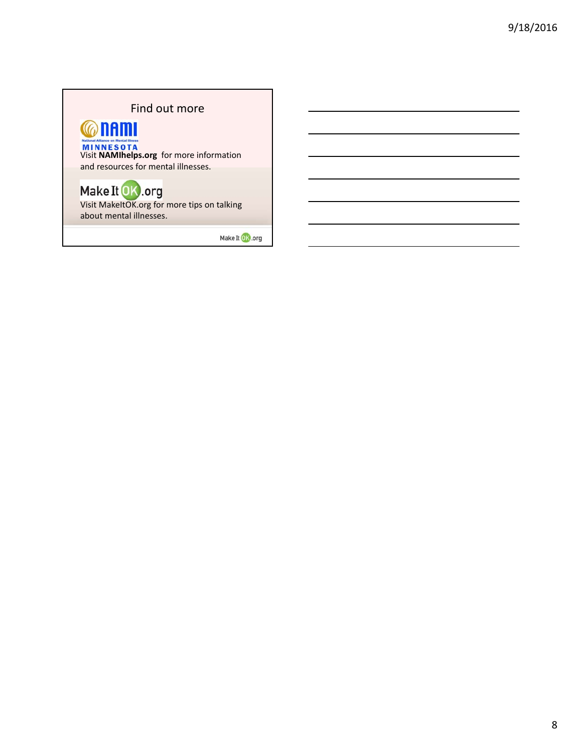## Find out more

NAMI
National Alliance on Mental Illness
MINNESOTA

Visit **NAMIhelps.org** for more information and resources for mental illnesses.

Make It OK.org

Visit MakeItOK.org for more tips on talking about mental illnesses.

Make It OK.org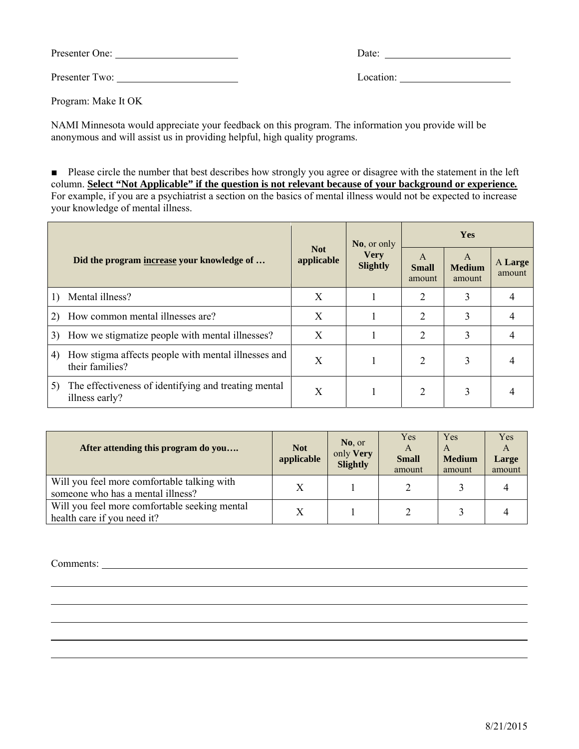Presenter One: ______________________ Date: ______________________

Presenter Two: ______________________ Location: ______________________

Program: Make It OK

NAMI Minnesota would appreciate your feedback on this program. The information you provide will be anonymous and will assist us in providing helpful, high quality programs.

■ Please circle the number that best describes how strongly you agree or disagree with the statement in the left column. **Select "Not Applicable" if the question is not relevant because of your background or experience.** For example, if you are a psychiatrist a section on the basics of mental illness would not be expected to increase your knowledge of mental illness.

| **Did the program increase your knowledge of …** | **Not applicable** | **No**, or only **Very Slightly** | **Yes** | | |
|---|---|---|---|---|---|
| | | | A **Small** amount | A **Medium** amount | A **Large** amount |
| 1) Mental illness? | X | 1 | 2 | 3 | 4 |
| 2) How common mental illnesses are? | X | 1 | 2 | 3 | 4 |
| 3) How we stigmatize people with mental illnesses? | X | 1 | 2 | 3 | 4 |
| 4) How stigma affects people with mental illnesses and their families? | X | 1 | 2 | 3 | 4 |
| 5) The effectiveness of identifying and treating mental illness early? | X | 1 | 2 | 3 | 4 |

| **After attending this program do you….** | **Not applicable** | **No**, or only **Very Slightly** | Yes A **Small** amount | Yes A **Medium** amount | Yes A **Large** amount |
|---|---|---|---|---|---|
| Will you feel more comfortable talking with someone who has a mental illness? | X | 1 | 2 | 3 | 4 |
| Will you feel more comfortable seeking mental health care if you need it? | X | 1 | 2 | 3 | 4 |

Comments: ______________________________________________________________

_______________________________________________________________________

_______________________________________________________________________

_______________________________________________________________________

_______________________________________________________________________

_______________________________________________________________________

8/21/2015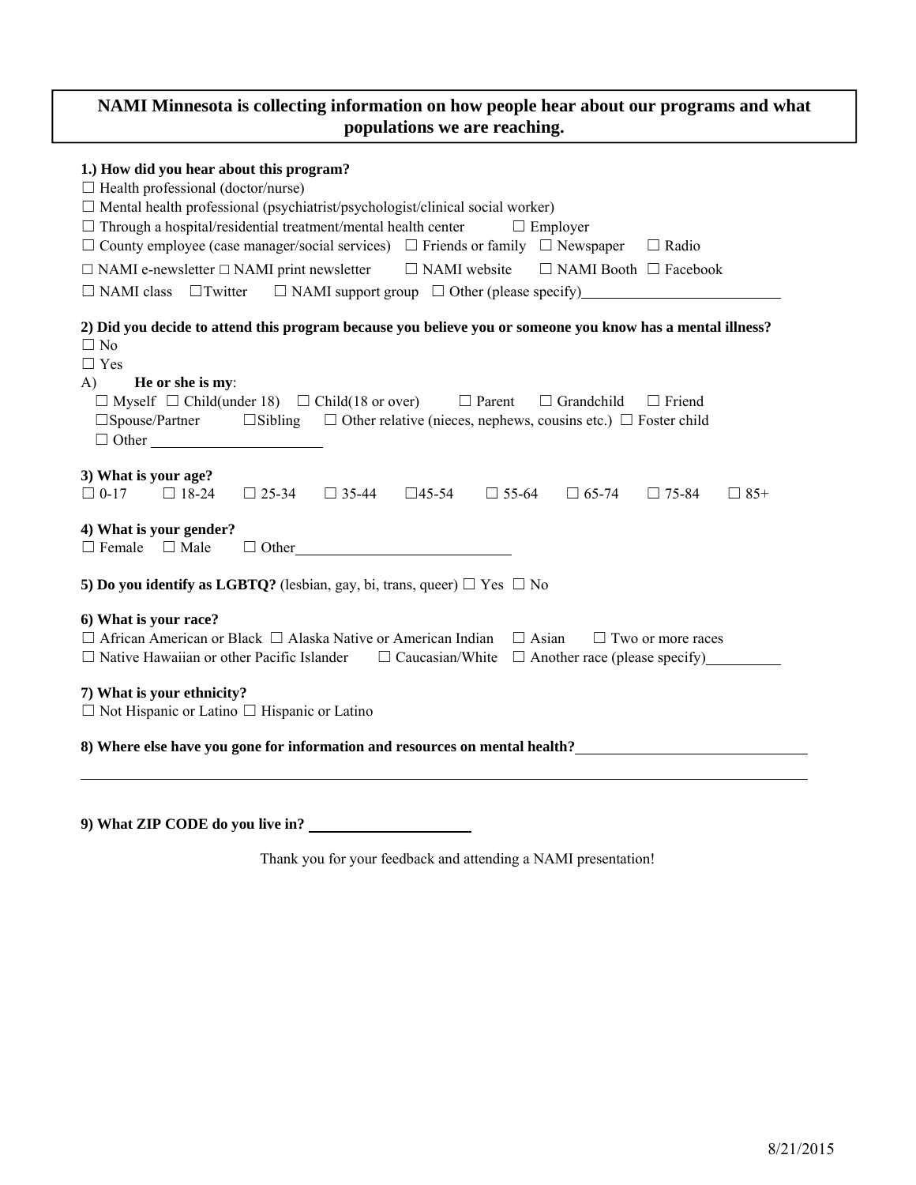**NAMI Minnesota is collecting information on how people hear about our programs and what populations we are reaching.**

**1.) How did you hear about this program?**

☐ Health professional (doctor/nurse)

☐ Mental health professional (psychiatrist/psychologist/clinical social worker)

☐ Through a hospital/residential treatment/mental health center ☐ Employer

☐ County employee (case manager/social services) ☐ Friends or family ☐ Newspaper ☐ Radio

☐ NAMI e-newsletter ☐ NAMI print newsletter ☐ NAMI website ☐ NAMI Booth ☐ Facebook

☐ NAMI class ☐Twitter ☐ NAMI support group ☐ Other (please specify)\_\_\_\_\_\_\_\_\_\_\_\_\_\_\_\_\_\_\_\_

**2) Did you decide to attend this program because you believe you or someone you know has a mental illness?**

☐ No

☐ Yes

A) **He or she is my**:

☐ Myself ☐ Child(under 18) ☐ Child(18 or over) ☐ Parent ☐ Grandchild ☐ Friend

☐Spouse/Partner ☐Sibling ☐ Other relative (nieces, nephews, cousins etc.) ☐ Foster child

☐ Other \_\_\_\_\_\_\_\_\_\_\_\_\_\_\_\_\_\_\_\_

**3) What is your age?**

☐ 0-17 ☐ 18-24 ☐ 25-34 ☐ 35-44 ☐45-54 ☐ 55-64 ☐ 65-74 ☐ 75-84 ☐ 85+

**4) What is your gender?**

☐ Female ☐ Male ☐ Other\_\_\_\_\_\_\_\_\_\_\_\_\_\_\_\_\_\_\_\_

**5) Do you identify as LGBTQ?** (lesbian, gay, bi, trans, queer) ☐ Yes ☐ No

**6) What is your race?**

☐ African American or Black ☐ Alaska Native or American Indian ☐ Asian ☐ Two or more races

☐ Native Hawaiian or other Pacific Islander ☐ Caucasian/White ☐ Another race (please specify)\_\_\_\_\_\_\_\_\_\_

**7) What is your ethnicity?**

☐ Not Hispanic or Latino ☐ Hispanic or Latino

**8) Where else have you gone for information and resources on mental health?**\_\_\_\_\_\_\_\_\_\_\_\_\_\_\_\_\_\_\_\_

\_\_\_\_\_\_\_\_\_\_\_\_\_\_\_\_\_\_\_\_\_\_\_\_\_\_\_\_\_\_\_\_\_\_\_\_\_\_\_\_

**9) What ZIP CODE do you live in?** \_\_\_\_\_\_\_\_\_\_\_\_\_\_\_\_\_\_\_\_

Thank you for your feedback and attending a NAMI presentation!

8/21/2015